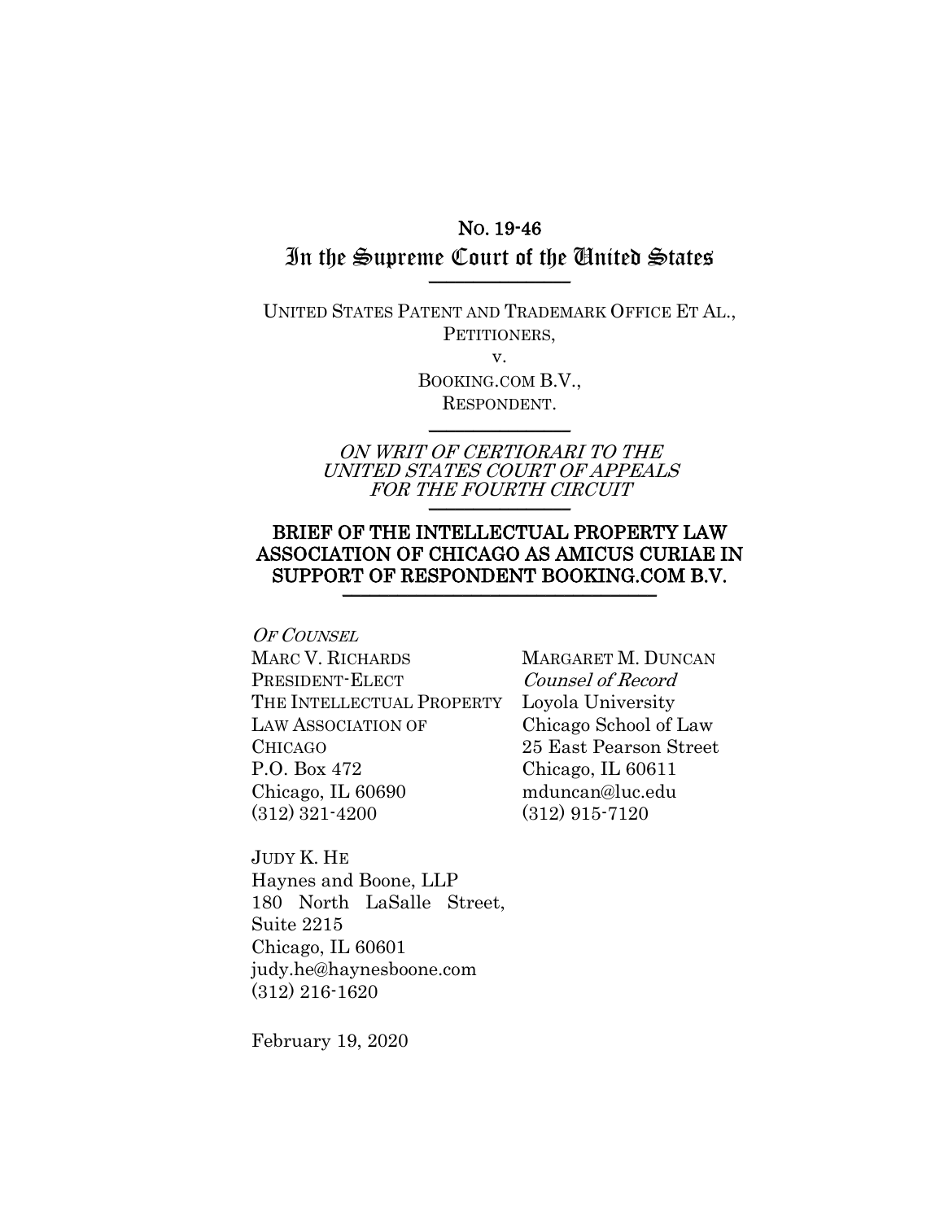No. 19-46

# In the Supreme Court of the United States

UNITED STATES PATENT AND TRADEMARK OFFICE ET AL.,
PETITIONERS,

v.

BOOKING.COM B.V.,
RESPONDENT.

*ON WRIT OF CERTIORARI TO THE UNITED STATES COURT OF APPEALS FOR THE FOURTH CIRCUIT*

## BRIEF OF THE INTELLECTUAL PROPERTY LAW ASSOCIATION OF CHICAGO AS AMICUS CURIAE IN SUPPORT OF RESPONDENT BOOKING.COM B.V.

*OF COUNSEL*
MARC V. RICHARDS
PRESIDENT-ELECT
THE INTELLECTUAL PROPERTY LAW ASSOCIATION OF CHICAGO
P.O. Box 472
Chicago, IL 60690
(312) 321-4200

MARGARET M. DUNCAN
*Counsel of Record*
Loyola University Chicago School of Law
25 East Pearson Street
Chicago, IL 60611
mduncan@luc.edu
(312) 915-7120

JUDY K. HE
Haynes and Boone, LLP
180 North LaSalle Street, Suite 2215
Chicago, IL 60601
judy.he@haynesboone.com
(312) 216-1620

February 19, 2020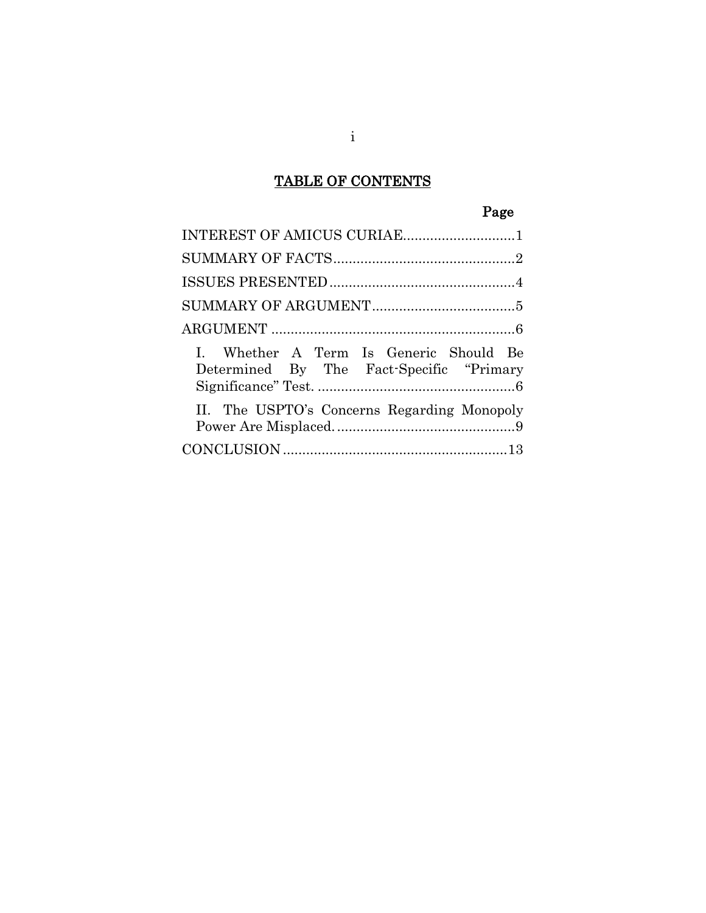## TABLE OF CONTENTS

| | Page |
|---|---|
| INTEREST OF AMICUS CURIAE | 1 |
| SUMMARY OF FACTS | 2 |
| ISSUES PRESENTED | 4 |
| SUMMARY OF ARGUMENT | 5 |
| ARGUMENT | 6 |
| I. Whether A Term Is Generic Should Be Determined By The Fact-Specific "Primary Significance" Test. | 6 |
| II. The USPTO's Concerns Regarding Monopoly Power Are Misplaced. | 9 |
| CONCLUSION | 13 |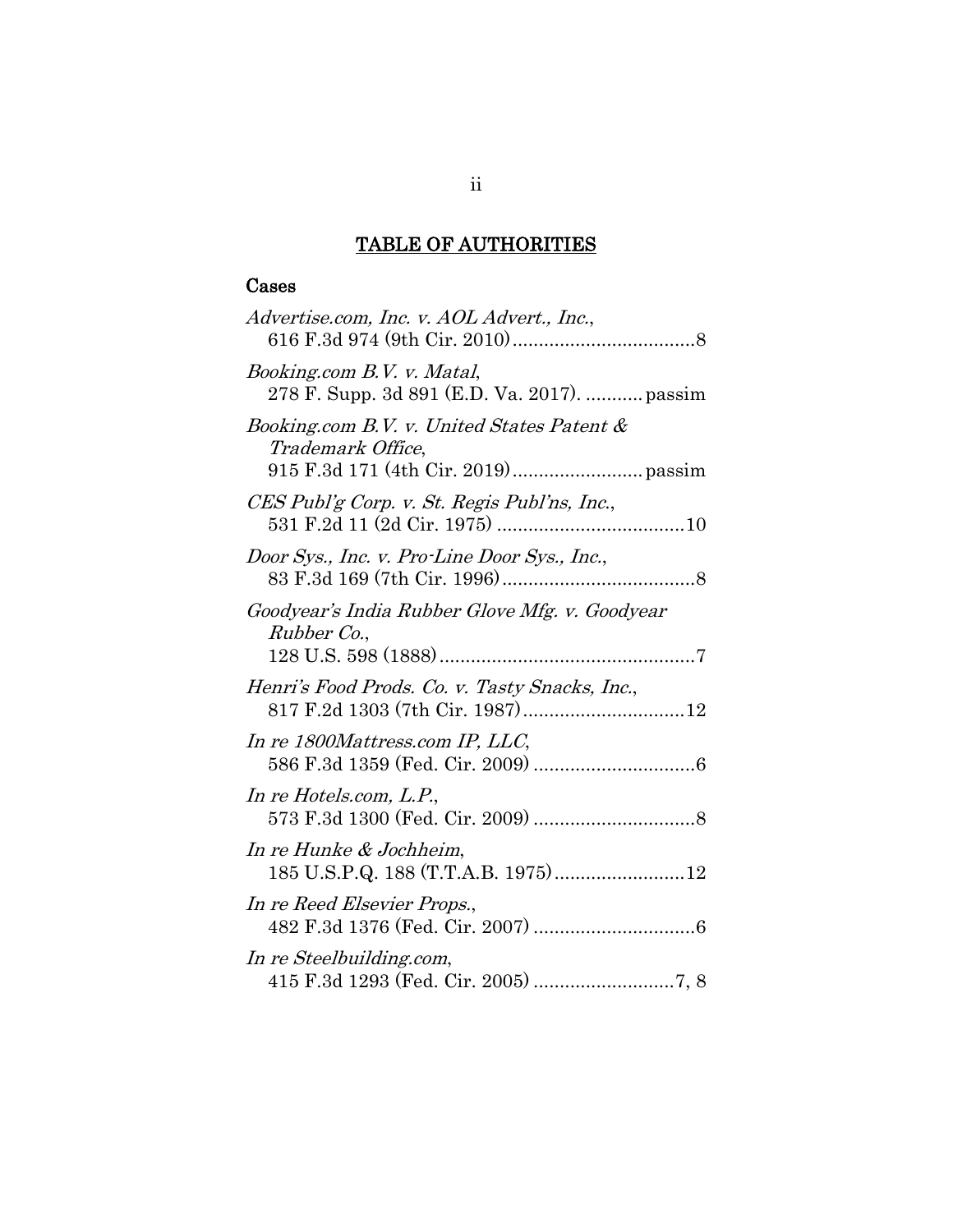## TABLE OF AUTHORITIES

### Cases

*Advertise.com, Inc. v. AOL Advert., Inc.*,
616 F.3d 974 (9th Cir. 2010) ....................................8

*Booking.com B.V. v. Matal*,
278 F. Supp. 3d 891 (E.D. Va. 2017). ........... passim

*Booking.com B.V. v. United States Patent & Trademark Office*,
915 F.3d 171 (4th Cir. 2019) ......................... passim

*CES Publ'g Corp. v. St. Regis Publ'ns, Inc.*,
531 F.2d 11 (2d Cir. 1975) ....................................10

*Door Sys., Inc. v. Pro-Line Door Sys., Inc.*,
83 F.3d 169 (7th Cir. 1996) .....................................8

*Goodyear's India Rubber Glove Mfg. v. Goodyear Rubber Co.*,
128 U.S. 598 (1888) .................................................7

*Henri's Food Prods. Co. v. Tasty Snacks, Inc.*,
817 F.2d 1303 (7th Cir. 1987) ...............................12

*In re 1800Mattress.com IP, LLC*,
586 F.3d 1359 (Fed. Cir. 2009) ...............................6

*In re Hotels.com, L.P.*,
573 F.3d 1300 (Fed. Cir. 2009) ...............................8

*In re Hunke & Jochheim*,
185 U.S.P.Q. 188 (T.T.A.B. 1975) .........................12

*In re Reed Elsevier Props.*,
482 F.3d 1376 (Fed. Cir. 2007) ...............................6

*In re Steelbuilding.com*,
415 F.3d 1293 (Fed. Cir. 2005) ...........................7, 8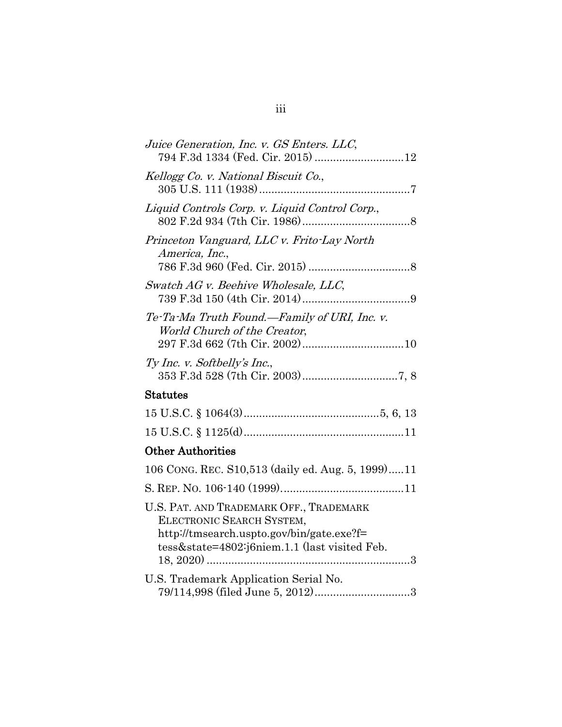*Juice Generation, Inc. v. GS Enters. LLC*,
794 F.3d 1334 (Fed. Cir. 2015) ............................12

*Kellogg Co. v. National Biscuit Co.*,
305 U.S. 111 (1938) ................................................7

*Liquid Controls Corp. v. Liquid Control Corp.*,
802 F.2d 934 (7th Cir. 1986) ..................................8

*Princeton Vanguard, LLC v. Frito-Lay North America, Inc.*,
786 F.3d 960 (Fed. Cir. 2015) ................................8

*Swatch AG v. Beehive Wholesale, LLC*,
739 F.3d 150 (4th Cir. 2014) ..................................9

*Te-Ta-Ma Truth Found.—Family of URI, Inc. v. World Church of the Creator*,
297 F.3d 662 (7th Cir. 2002) ................................10

*Ty Inc. v. Softbelly's Inc.*,
353 F.3d 528 (7th Cir. 2003) ..............................7, 8

## Statutes

15 U.S.C. § 1064(3) ...........................................5, 6, 13

15 U.S.C. § 1125(d) ...................................................11

## Other Authorities

106 CONG. REC. S10,513 (daily ed. Aug. 5, 1999).....11

S. REP. NO. 106-140 (1999)........................................11

U.S. PAT. AND TRADEMARK OFF., TRADEMARK ELECTRONIC SEARCH SYSTEM, http://tmsearch.uspto.gov/bin/gate.exe?f= tess&state=4802:j6niem.1.1 (last visited Feb. 18, 2020) .................................................................3

U.S. Trademark Application Serial No. 79/114,998 (filed June 5, 2012)..............................3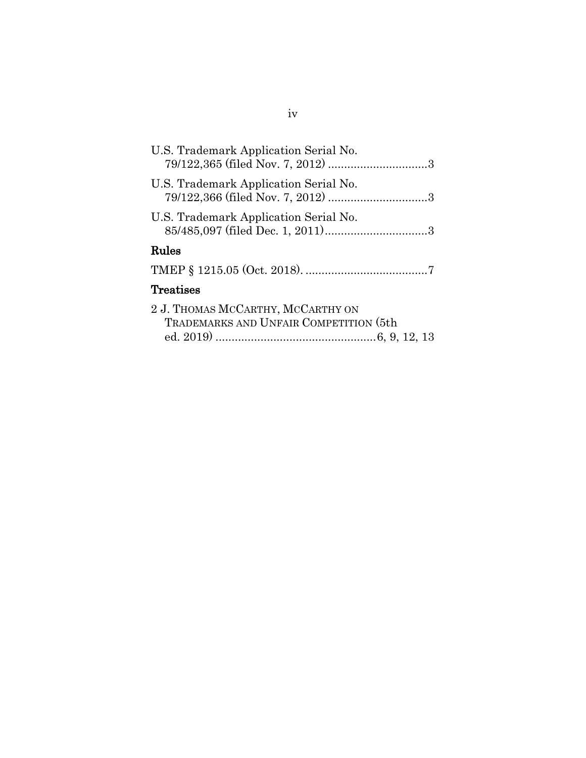U.S. Trademark Application Serial No. 79/122,365 (filed Nov. 7, 2012) ...............................3

U.S. Trademark Application Serial No. 79/122,366 (filed Nov. 7, 2012) ...............................3

U.S. Trademark Application Serial No. 85/485,097 (filed Dec. 1, 2011)................................3

## Rules

TMEP § 1215.05 (Oct. 2018). ......................................7

## Treatises

2 J. THOMAS MCCARTHY, MCCARTHY ON TRADEMARKS AND UNFAIR COMPETITION (5th ed. 2019) ..................................................6, 9, 12, 13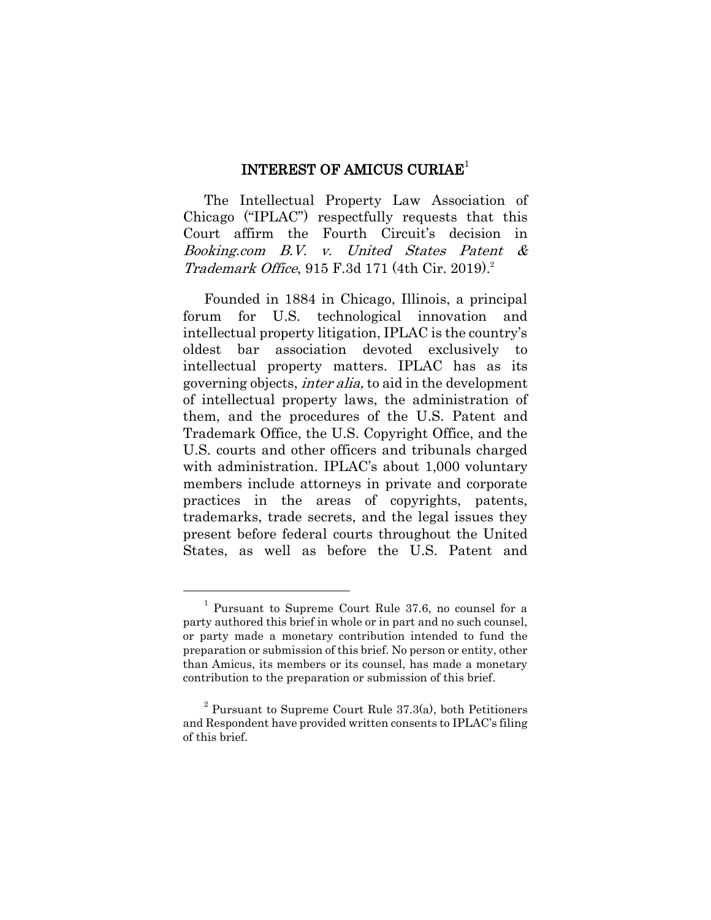## INTEREST OF AMICUS CURIAE[1]

The Intellectual Property Law Association of Chicago ("IPLAC") respectfully requests that this Court affirm the Fourth Circuit's decision in *Booking.com B.V. v. United States Patent & Trademark Office*, 915 F.3d 171 (4th Cir. 2019).[2]

Founded in 1884 in Chicago, Illinois, a principal forum for U.S. technological innovation and intellectual property litigation, IPLAC is the country's oldest bar association devoted exclusively to intellectual property matters. IPLAC has as its governing objects, *inter alia,* to aid in the development of intellectual property laws, the administration of them, and the procedures of the U.S. Patent and Trademark Office, the U.S. Copyright Office, and the U.S. courts and other officers and tribunals charged with administration. IPLAC's about 1,000 voluntary members include attorneys in private and corporate practices in the areas of copyrights, patents, trademarks, trade secrets, and the legal issues they present before federal courts throughout the United States, as well as before the U.S. Patent and

---

[1] Pursuant to Supreme Court Rule 37.6, no counsel for a party authored this brief in whole or in part and no such counsel, or party made a monetary contribution intended to fund the preparation or submission of this brief. No person or entity, other than Amicus, its members or its counsel, has made a monetary contribution to the preparation or submission of this brief.

[2] Pursuant to Supreme Court Rule 37.3(a), both Petitioners and Respondent have provided written consents to IPLAC's filing of this brief.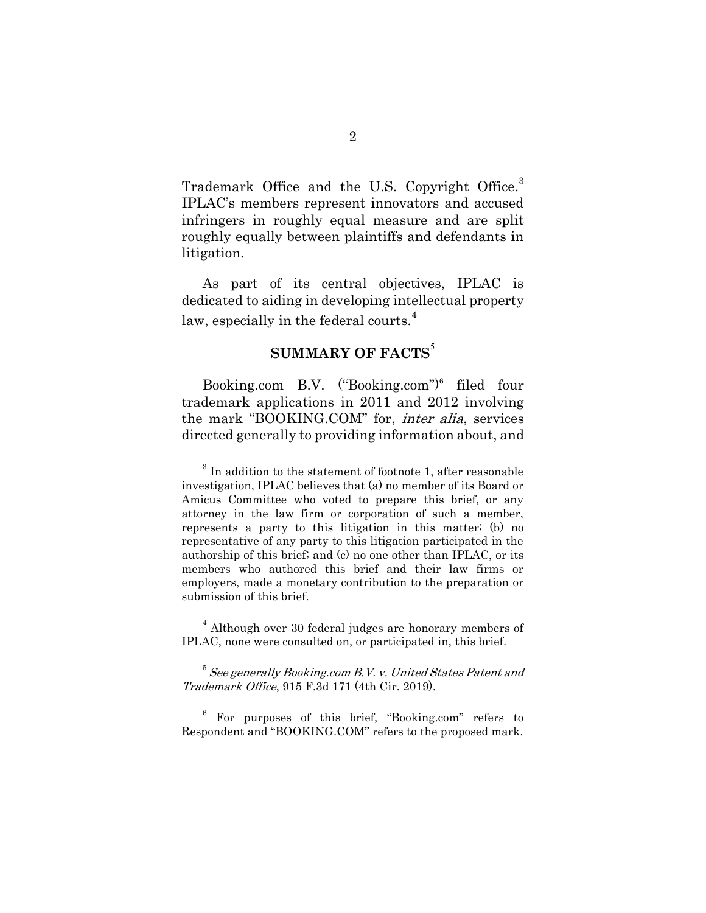Trademark Office and the U.S. Copyright Office.[3] IPLAC's members represent innovators and accused infringers in roughly equal measure and are split roughly equally between plaintiffs and defendants in litigation.

As part of its central objectives, IPLAC is dedicated to aiding in developing intellectual property law, especially in the federal courts.[4]

## SUMMARY OF FACTS[5]

Booking.com B.V. ("Booking.com")[6] filed four trademark applications in 2011 and 2012 involving the mark "BOOKING.COM" for, *inter alia*, services directed generally to providing information about, and

---

[3] In addition to the statement of footnote 1, after reasonable investigation, IPLAC believes that (a) no member of its Board or Amicus Committee who voted to prepare this brief, or any attorney in the law firm or corporation of such a member, represents a party to this litigation in this matter; (b) no representative of any party to this litigation participated in the authorship of this brief; and (c) no one other than IPLAC, or its members who authored this brief and their law firms or employers, made a monetary contribution to the preparation or submission of this brief.

[4] Although over 30 federal judges are honorary members of IPLAC, none were consulted on, or participated in, this brief.

[5] *See generally Booking.com B.V. v. United States Patent and Trademark Office*, 915 F.3d 171 (4th Cir. 2019).

[6] For purposes of this brief, "Booking.com" refers to Respondent and "BOOKING.COM" refers to the proposed mark.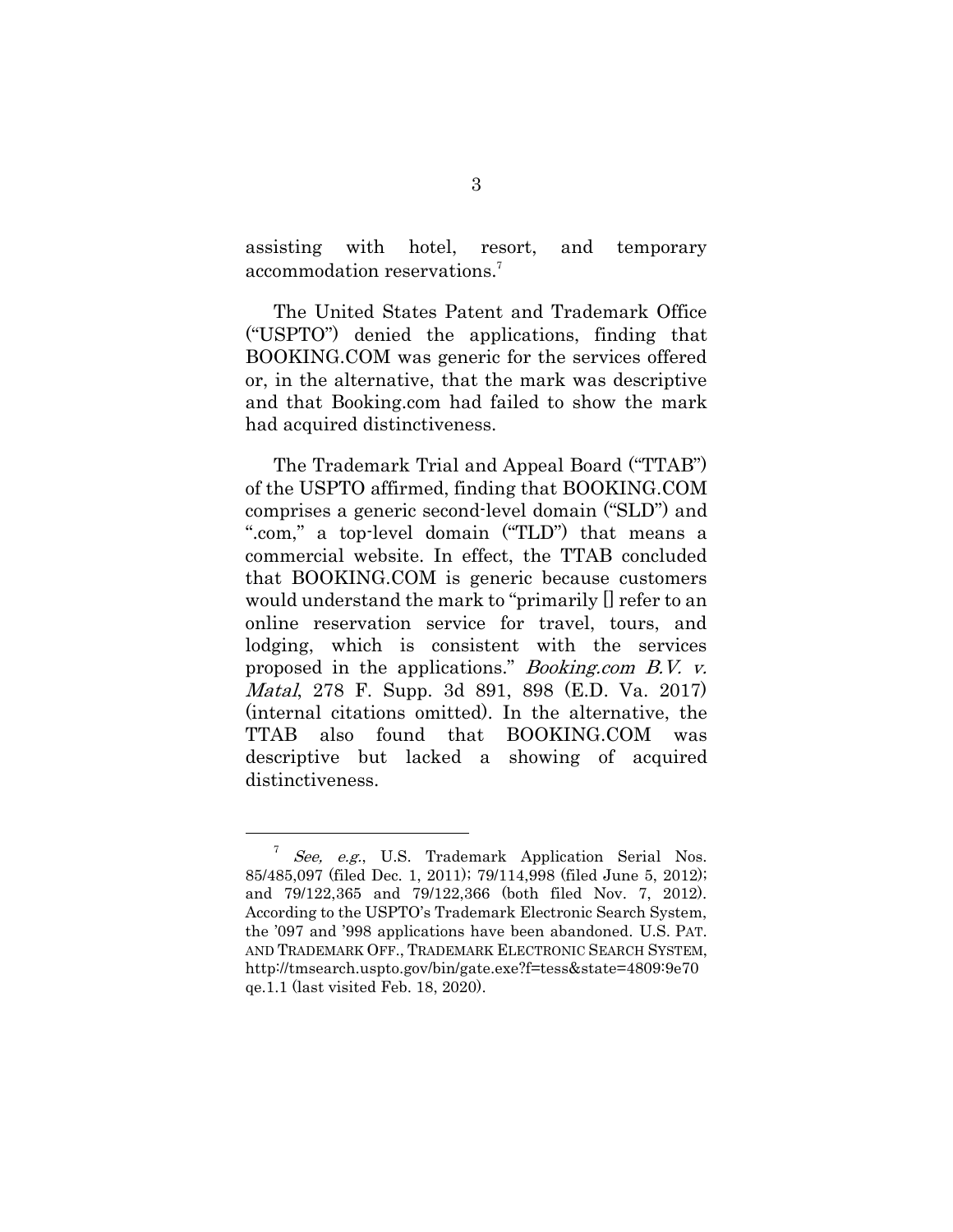assisting with hotel, resort, and temporary accommodation reservations.[7]

The United States Patent and Trademark Office ("USPTO") denied the applications, finding that BOOKING.COM was generic for the services offered or, in the alternative, that the mark was descriptive and that Booking.com had failed to show the mark had acquired distinctiveness.

The Trademark Trial and Appeal Board ("TTAB") of the USPTO affirmed, finding that BOOKING.COM comprises a generic second-level domain ("SLD") and ".com," a top-level domain ("TLD") that means a commercial website. In effect, the TTAB concluded that BOOKING.COM is generic because customers would understand the mark to "primarily [] refer to an online reservation service for travel, tours, and lodging, which is consistent with the services proposed in the applications." *Booking.com B.V. v. Matal*, 278 F. Supp. 3d 891, 898 (E.D. Va. 2017) (internal citations omitted). In the alternative, the TTAB also found that BOOKING.COM was descriptive but lacked a showing of acquired distinctiveness.

---

[7] *See, e.g.*, U.S. Trademark Application Serial Nos. 85/485,097 (filed Dec. 1, 2011); 79/114,998 (filed June 5, 2012); and 79/122,365 and 79/122,366 (both filed Nov. 7, 2012). According to the USPTO's Trademark Electronic Search System, the '097 and '998 applications have been abandoned. U.S. PAT. AND TRADEMARK OFF., TRADEMARK ELECTRONIC SEARCH SYSTEM, http://tmsearch.uspto.gov/bin/gate.exe?f=tess&state=4809:9e70qe.1.1 (last visited Feb. 18, 2020).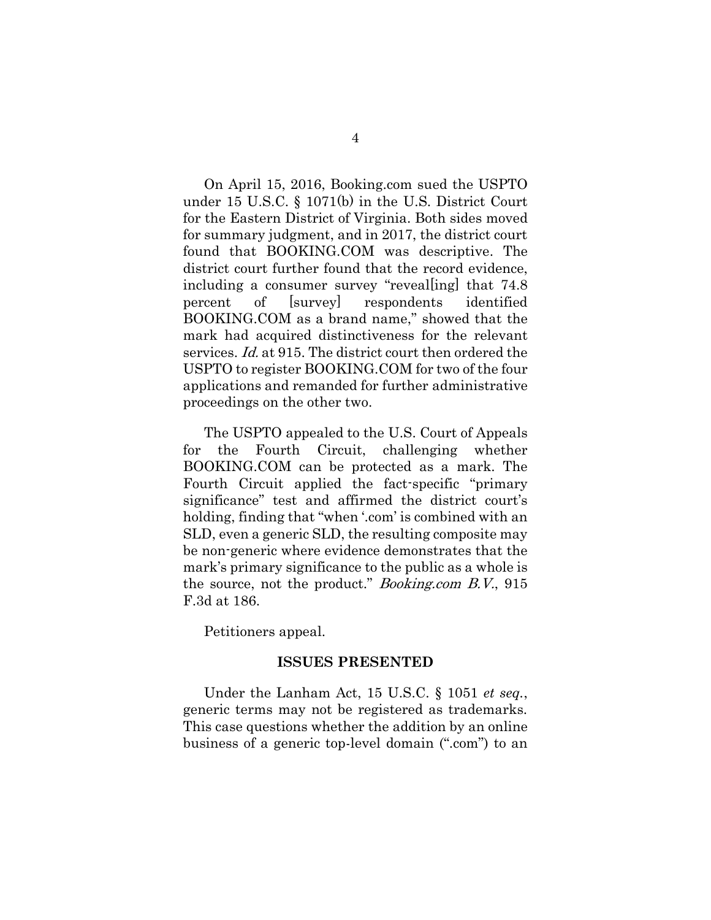On April 15, 2016, Booking.com sued the USPTO under 15 U.S.C. § 1071(b) in the U.S. District Court for the Eastern District of Virginia. Both sides moved for summary judgment, and in 2017, the district court found that BOOKING.COM was descriptive. The district court further found that the record evidence, including a consumer survey "reveal[ing] that 74.8 percent of [survey] respondents identified BOOKING.COM as a brand name," showed that the mark had acquired distinctiveness for the relevant services. *Id.* at 915. The district court then ordered the USPTO to register BOOKING.COM for two of the four applications and remanded for further administrative proceedings on the other two.

The USPTO appealed to the U.S. Court of Appeals for the Fourth Circuit, challenging whether BOOKING.COM can be protected as a mark. The Fourth Circuit applied the fact-specific "primary significance" test and affirmed the district court's holding, finding that "when '.com' is combined with an SLD, even a generic SLD, the resulting composite may be non-generic where evidence demonstrates that the mark's primary significance to the public as a whole is the source, not the product." *Booking.com B.V.*, 915 F.3d at 186.

Petitioners appeal.

## ISSUES PRESENTED

Under the Lanham Act, 15 U.S.C. § 1051 *et seq.*, generic terms may not be registered as trademarks. This case questions whether the addition by an online business of a generic top-level domain (".com") to an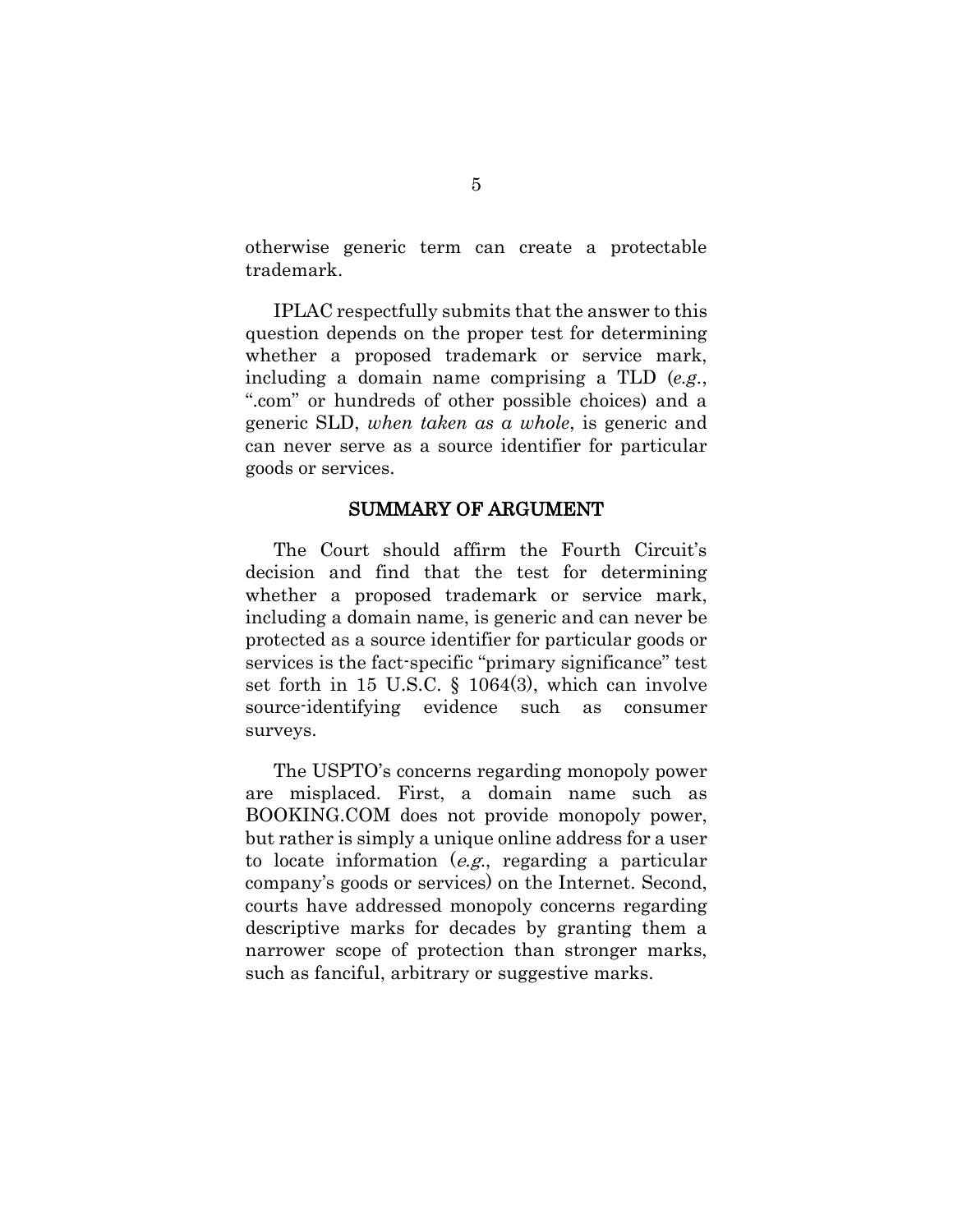otherwise generic term can create a protectable trademark.

IPLAC respectfully submits that the answer to this question depends on the proper test for determining whether a proposed trademark or service mark, including a domain name comprising a TLD (*e.g.*, ".com" or hundreds of other possible choices) and a generic SLD, *when taken as a whole*, is generic and can never serve as a source identifier for particular goods or services.

## SUMMARY OF ARGUMENT

The Court should affirm the Fourth Circuit's decision and find that the test for determining whether a proposed trademark or service mark, including a domain name, is generic and can never be protected as a source identifier for particular goods or services is the fact-specific "primary significance" test set forth in 15 U.S.C. § 1064(3), which can involve source-identifying evidence such as consumer surveys.

The USPTO's concerns regarding monopoly power are misplaced. First, a domain name such as BOOKING.COM does not provide monopoly power, but rather is simply a unique online address for a user to locate information (*e.g.*, regarding a particular company's goods or services) on the Internet. Second, courts have addressed monopoly concerns regarding descriptive marks for decades by granting them a narrower scope of protection than stronger marks, such as fanciful, arbitrary or suggestive marks.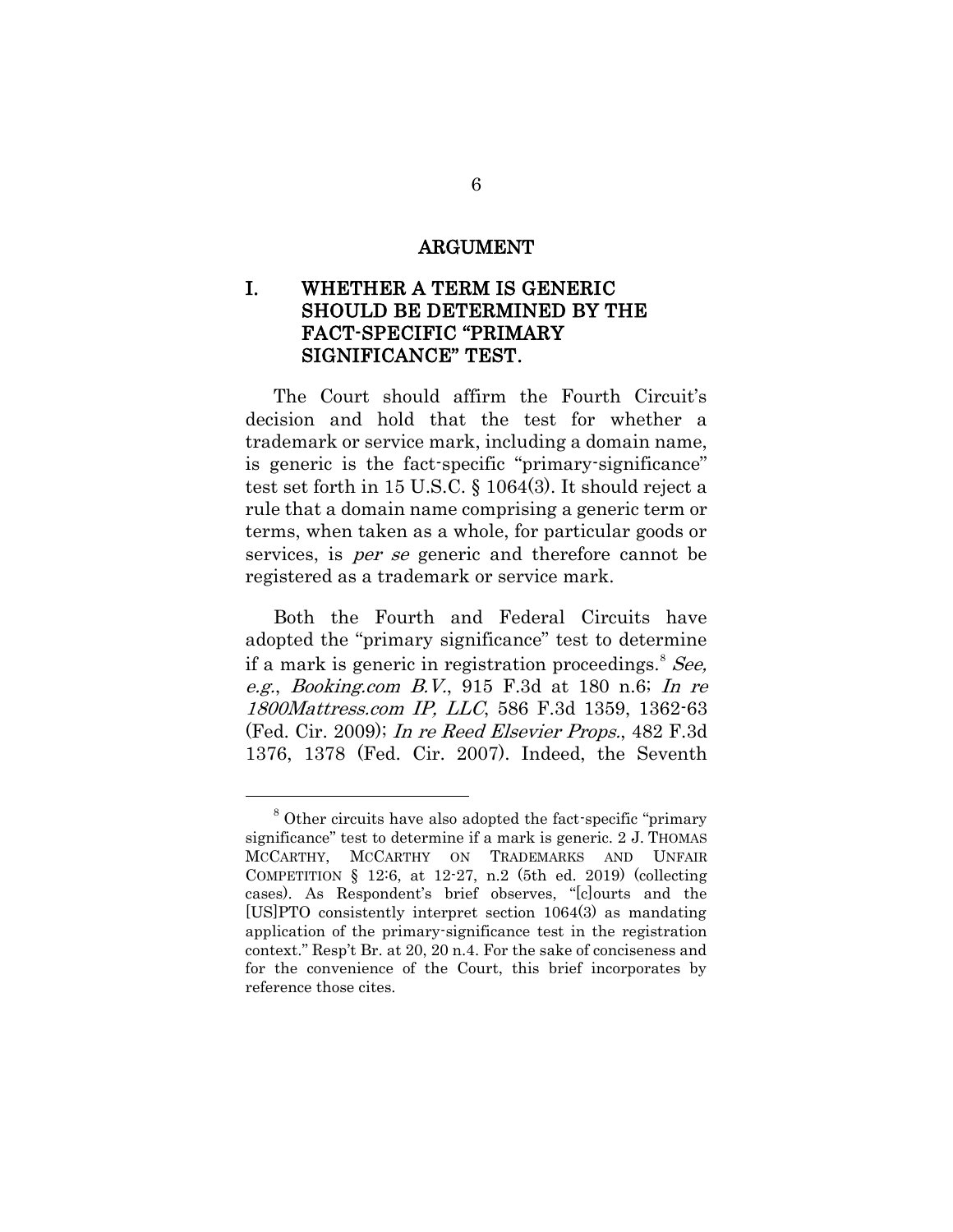## ARGUMENT

### I. WHETHER A TERM IS GENERIC SHOULD BE DETERMINED BY THE FACT-SPECIFIC "PRIMARY SIGNIFICANCE" TEST.

The Court should affirm the Fourth Circuit's decision and hold that the test for whether a trademark or service mark, including a domain name, is generic is the fact-specific "primary-significance" test set forth in 15 U.S.C. § 1064(3). It should reject a rule that a domain name comprising a generic term or terms, when taken as a whole, for particular goods or services, is *per se* generic and therefore cannot be registered as a trademark or service mark.

Both the Fourth and Federal Circuits have adopted the "primary significance" test to determine if a mark is generic in registration proceedings.[8] *See, e.g.*, *Booking.com B.V.*, 915 F.3d at 180 n.6; *In re 1800Mattress.com IP, LLC*, 586 F.3d 1359, 1362-63 (Fed. Cir. 2009); *In re Reed Elsevier Props.*, 482 F.3d 1376, 1378 (Fed. Cir. 2007). Indeed, the Seventh

[8] Other circuits have also adopted the fact-specific "primary significance" test to determine if a mark is generic. 2 J. THOMAS MCCARTHY, MCCARTHY ON TRADEMARKS AND UNFAIR COMPETITION § 12:6, at 12-27, n.2 (5th ed. 2019) (collecting cases). As Respondent's brief observes, "[c]ourts and the [US]PTO consistently interpret section 1064(3) as mandating application of the primary-significance test in the registration context." Resp't Br. at 20, 20 n.4. For the sake of conciseness and for the convenience of the Court, this brief incorporates by reference those cites.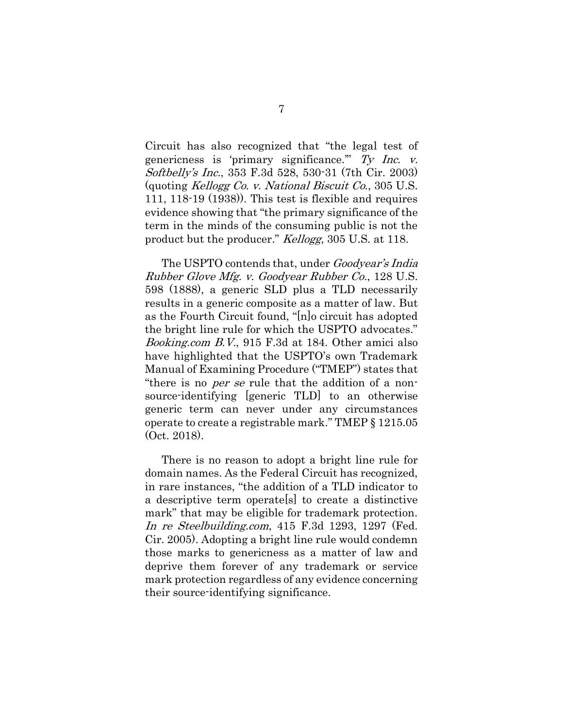Circuit has also recognized that "the legal test of genericness is 'primary significance.'" *Ty Inc. v. Softbelly's Inc.*, 353 F.3d 528, 530-31 (7th Cir. 2003) (quoting *Kellogg Co. v. National Biscuit Co.*, 305 U.S. 111, 118-19 (1938)). This test is flexible and requires evidence showing that "the primary significance of the term in the minds of the consuming public is not the product but the producer." *Kellogg*, 305 U.S. at 118.

The USPTO contends that, under *Goodyear's India Rubber Glove Mfg. v. Goodyear Rubber Co.*, 128 U.S. 598 (1888), a generic SLD plus a TLD necessarily results in a generic composite as a matter of law. But as the Fourth Circuit found, "[n]o circuit has adopted the bright line rule for which the USPTO advocates." *Booking.com B.V.*, 915 F.3d at 184. Other amici also have highlighted that the USPTO's own Trademark Manual of Examining Procedure ("TMEP") states that "there is no *per se* rule that the addition of a non-source-identifying [generic TLD] to an otherwise generic term can never under any circumstances operate to create a registrable mark." TMEP § 1215.05 (Oct. 2018).

There is no reason to adopt a bright line rule for domain names. As the Federal Circuit has recognized, in rare instances, "the addition of a TLD indicator to a descriptive term operate[s] to create a distinctive mark" that may be eligible for trademark protection. *In re Steelbuilding.com*, 415 F.3d 1293, 1297 (Fed. Cir. 2005). Adopting a bright line rule would condemn those marks to genericness as a matter of law and deprive them forever of any trademark or service mark protection regardless of any evidence concerning their source-identifying significance.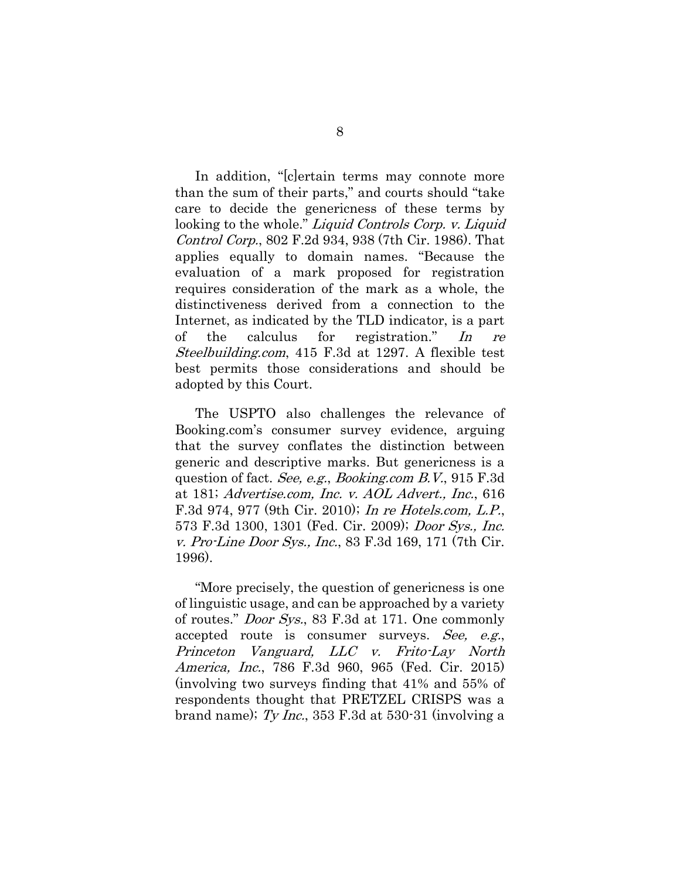In addition, "[c]ertain terms may connote more than the sum of their parts," and courts should "take care to decide the genericness of these terms by looking to the whole." *Liquid Controls Corp. v. Liquid Control Corp.*, 802 F.2d 934, 938 (7th Cir. 1986). That applies equally to domain names. "Because the evaluation of a mark proposed for registration requires consideration of the mark as a whole, the distinctiveness derived from a connection to the Internet, as indicated by the TLD indicator, is a part of the calculus for registration." *In re Steelbuilding.com*, 415 F.3d at 1297. A flexible test best permits those considerations and should be adopted by this Court.

The USPTO also challenges the relevance of Booking.com's consumer survey evidence, arguing that the survey conflates the distinction between generic and descriptive marks. But genericness is a question of fact. *See, e.g.*, *Booking.com B.V.*, 915 F.3d at 181; *Advertise.com, Inc. v. AOL Advert., Inc.*, 616 F.3d 974, 977 (9th Cir. 2010); *In re Hotels.com, L.P.*, 573 F.3d 1300, 1301 (Fed. Cir. 2009); *Door Sys., Inc. v. Pro-Line Door Sys., Inc.*, 83 F.3d 169, 171 (7th Cir. 1996).

"More precisely, the question of genericness is one of linguistic usage, and can be approached by a variety of routes." *Door Sys.*, 83 F.3d at 171. One commonly accepted route is consumer surveys. *See, e.g.*, *Princeton Vanguard, LLC v. Frito-Lay North America, Inc.*, 786 F.3d 960, 965 (Fed. Cir. 2015) (involving two surveys finding that 41% and 55% of respondents thought that PRETZEL CRISPS was a brand name); *Ty Inc.*, 353 F.3d at 530-31 (involving a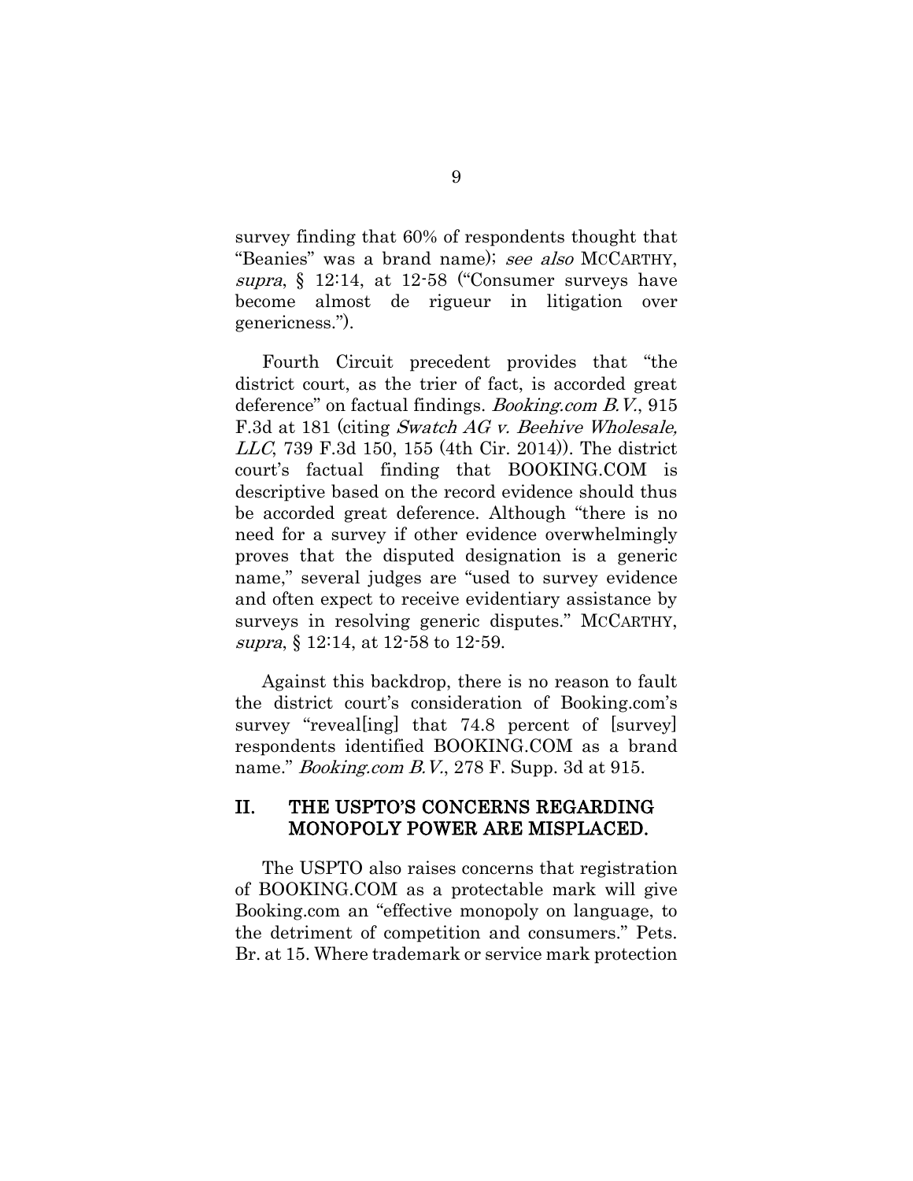survey finding that 60% of respondents thought that "Beanies" was a brand name); *see also* MCCARTHY, *supra*, § 12:14, at 12-58 ("Consumer surveys have become almost de rigueur in litigation over genericness.").

Fourth Circuit precedent provides that "the district court, as the trier of fact, is accorded great deference" on factual findings. *Booking.com B.V.*, 915 F.3d at 181 (citing *Swatch AG v. Beehive Wholesale, LLC*, 739 F.3d 150, 155 (4th Cir. 2014)). The district court's factual finding that BOOKING.COM is descriptive based on the record evidence should thus be accorded great deference. Although "there is no need for a survey if other evidence overwhelmingly proves that the disputed designation is a generic name," several judges are "used to survey evidence and often expect to receive evidentiary assistance by surveys in resolving generic disputes." MCCARTHY, *supra*, § 12:14, at 12-58 to 12-59.

Against this backdrop, there is no reason to fault the district court's consideration of Booking.com's survey "reveal[ing] that 74.8 percent of [survey] respondents identified BOOKING.COM as a brand name." *Booking.com B.V.*, 278 F. Supp. 3d at 915.

## II. THE USPTO'S CONCERNS REGARDING MONOPOLY POWER ARE MISPLACED.

The USPTO also raises concerns that registration of BOOKING.COM as a protectable mark will give Booking.com an "effective monopoly on language, to the detriment of competition and consumers." Pets. Br. at 15. Where trademark or service mark protection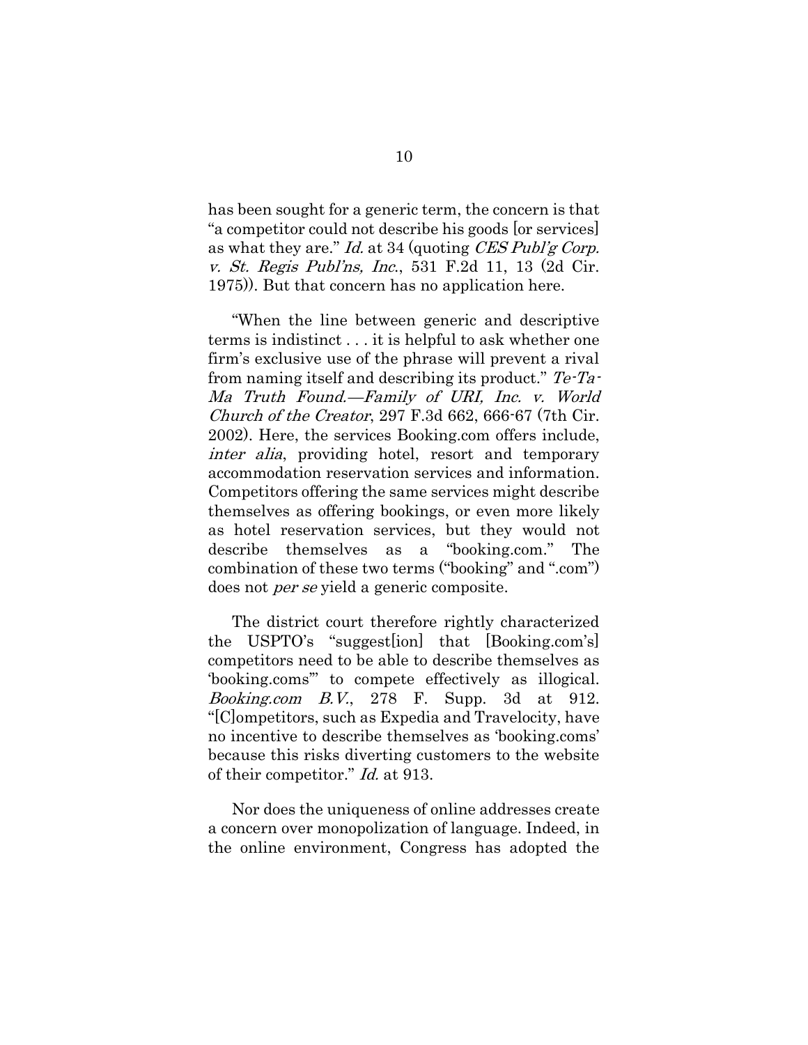has been sought for a generic term, the concern is that "a competitor could not describe his goods [or services] as what they are." *Id.* at 34 (quoting *CES Publ'g Corp. v. St. Regis Publ'ns, Inc.*, 531 F.2d 11, 13 (2d Cir. 1975)). But that concern has no application here.

"When the line between generic and descriptive terms is indistinct . . . it is helpful to ask whether one firm's exclusive use of the phrase will prevent a rival from naming itself and describing its product." *Te-Ta-Ma Truth Found.—Family of URI, Inc. v. World Church of the Creator*, 297 F.3d 662, 666-67 (7th Cir. 2002). Here, the services Booking.com offers include, *inter alia*, providing hotel, resort and temporary accommodation reservation services and information. Competitors offering the same services might describe themselves as offering bookings, or even more likely as hotel reservation services, but they would not describe themselves as a "booking.com." The combination of these two terms ("booking" and ".com") does not *per se* yield a generic composite.

The district court therefore rightly characterized the USPTO's "suggest[ion] that [Booking.com's] competitors need to be able to describe themselves as 'booking.coms'" to compete effectively as illogical. *Booking.com B.V.*, 278 F. Supp. 3d at 912. "[C]ompetitors, such as Expedia and Travelocity, have no incentive to describe themselves as 'booking.coms' because this risks diverting customers to the website of their competitor." *Id.* at 913.

Nor does the uniqueness of online addresses create a concern over monopolization of language. Indeed, in the online environment, Congress has adopted the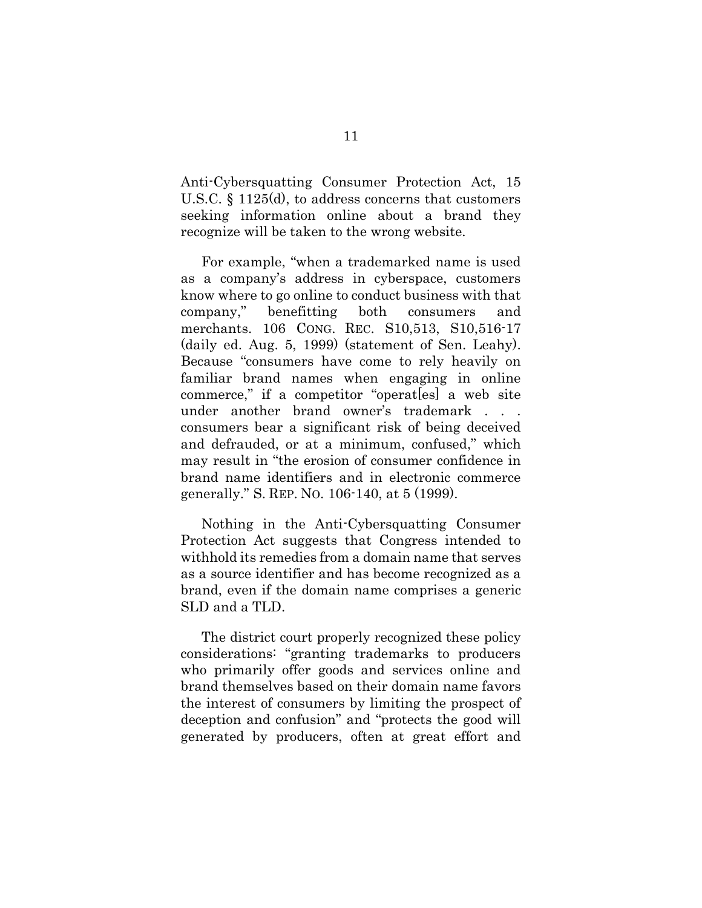Anti-Cybersquatting Consumer Protection Act, 15 U.S.C. § 1125(d), to address concerns that customers seeking information online about a brand they recognize will be taken to the wrong website.

For example, "when a trademarked name is used as a company's address in cyberspace, customers know where to go online to conduct business with that company," benefitting both consumers and merchants. 106 CONG. REC. S10,513, S10,516-17 (daily ed. Aug. 5, 1999) (statement of Sen. Leahy). Because "consumers have come to rely heavily on familiar brand names when engaging in online commerce," if a competitor "operat[es] a web site under another brand owner's trademark . . . consumers bear a significant risk of being deceived and defrauded, or at a minimum, confused," which may result in "the erosion of consumer confidence in brand name identifiers and in electronic commerce generally." S. REP. NO. 106-140, at 5 (1999).

Nothing in the Anti-Cybersquatting Consumer Protection Act suggests that Congress intended to withhold its remedies from a domain name that serves as a source identifier and has become recognized as a brand, even if the domain name comprises a generic SLD and a TLD.

The district court properly recognized these policy considerations: "granting trademarks to producers who primarily offer goods and services online and brand themselves based on their domain name favors the interest of consumers by limiting the prospect of deception and confusion" and "protects the good will generated by producers, often at great effort and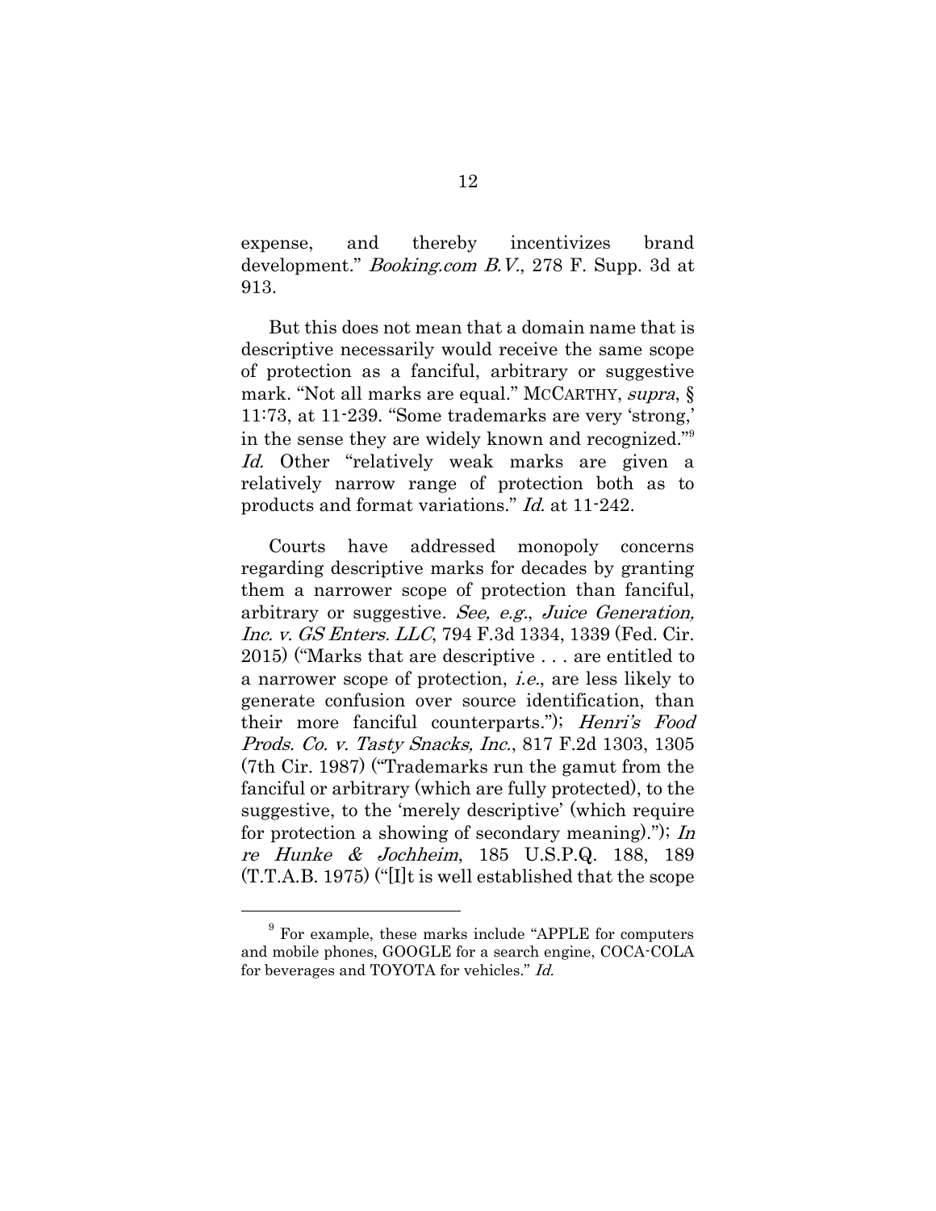expense, and thereby incentivizes brand development." *Booking.com B.V.*, 278 F. Supp. 3d at 913.

But this does not mean that a domain name that is descriptive necessarily would receive the same scope of protection as a fanciful, arbitrary or suggestive mark. "Not all marks are equal." MCCARTHY, *supra*, § 11:73, at 11-239. "Some trademarks are very 'strong,' in the sense they are widely known and recognized."[9] *Id.* Other "relatively weak marks are given a relatively narrow range of protection both as to products and format variations." *Id.* at 11-242.

Courts have addressed monopoly concerns regarding descriptive marks for decades by granting them a narrower scope of protection than fanciful, arbitrary or suggestive. *See, e.g.*, *Juice Generation, Inc. v. GS Enters. LLC*, 794 F.3d 1334, 1339 (Fed. Cir. 2015) ("Marks that are descriptive . . . are entitled to a narrower scope of protection, *i.e.*, are less likely to generate confusion over source identification, than their more fanciful counterparts."); *Henri's Food Prods. Co. v. Tasty Snacks, Inc.*, 817 F.2d 1303, 1305 (7th Cir. 1987) ("Trademarks run the gamut from the fanciful or arbitrary (which are fully protected), to the suggestive, to the 'merely descriptive' (which require for protection a showing of secondary meaning)."); *In re Hunke & Jochheim*, 185 U.S.P.Q. 188, 189 (T.T.A.B. 1975) ("[I]t is well established that the scope

[9] For example, these marks include "APPLE for computers and mobile phones, GOOGLE for a search engine, COCA-COLA for beverages and TOYOTA for vehicles." *Id.*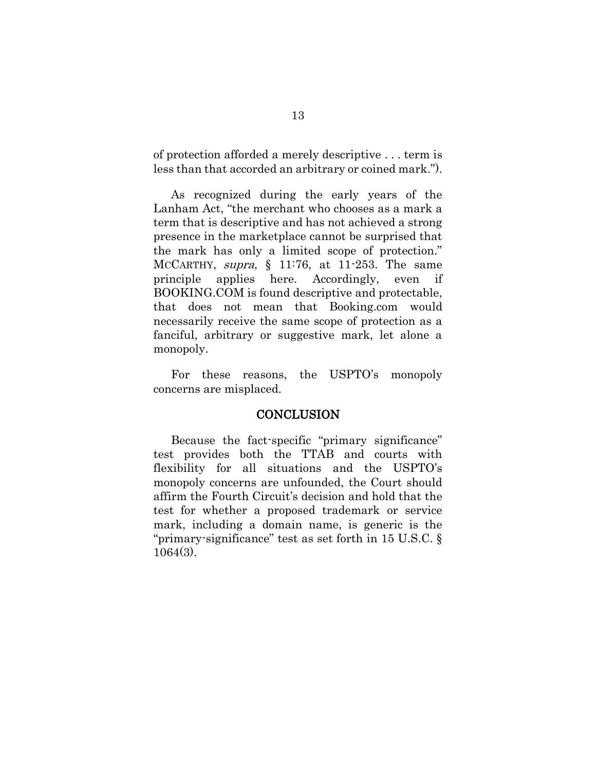of protection afforded a merely descriptive . . . term is less than that accorded an arbitrary or coined mark.").

As recognized during the early years of the Lanham Act, "the merchant who chooses as a mark a term that is descriptive and has not achieved a strong presence in the marketplace cannot be surprised that the mark has only a limited scope of protection." MCCARTHY, *supra*, § 11:76, at 11-253. The same principle applies here. Accordingly, even if BOOKING.COM is found descriptive and protectable, that does not mean that Booking.com would necessarily receive the same scope of protection as a fanciful, arbitrary or suggestive mark, let alone a monopoly.

For these reasons, the USPTO's monopoly concerns are misplaced.

## CONCLUSION

Because the fact-specific "primary significance" test provides both the TTAB and courts with flexibility for all situations and the USPTO's monopoly concerns are unfounded, the Court should affirm the Fourth Circuit's decision and hold that the test for whether a proposed trademark or service mark, including a domain name, is generic is the "primary-significance" test as set forth in 15 U.S.C. § 1064(3).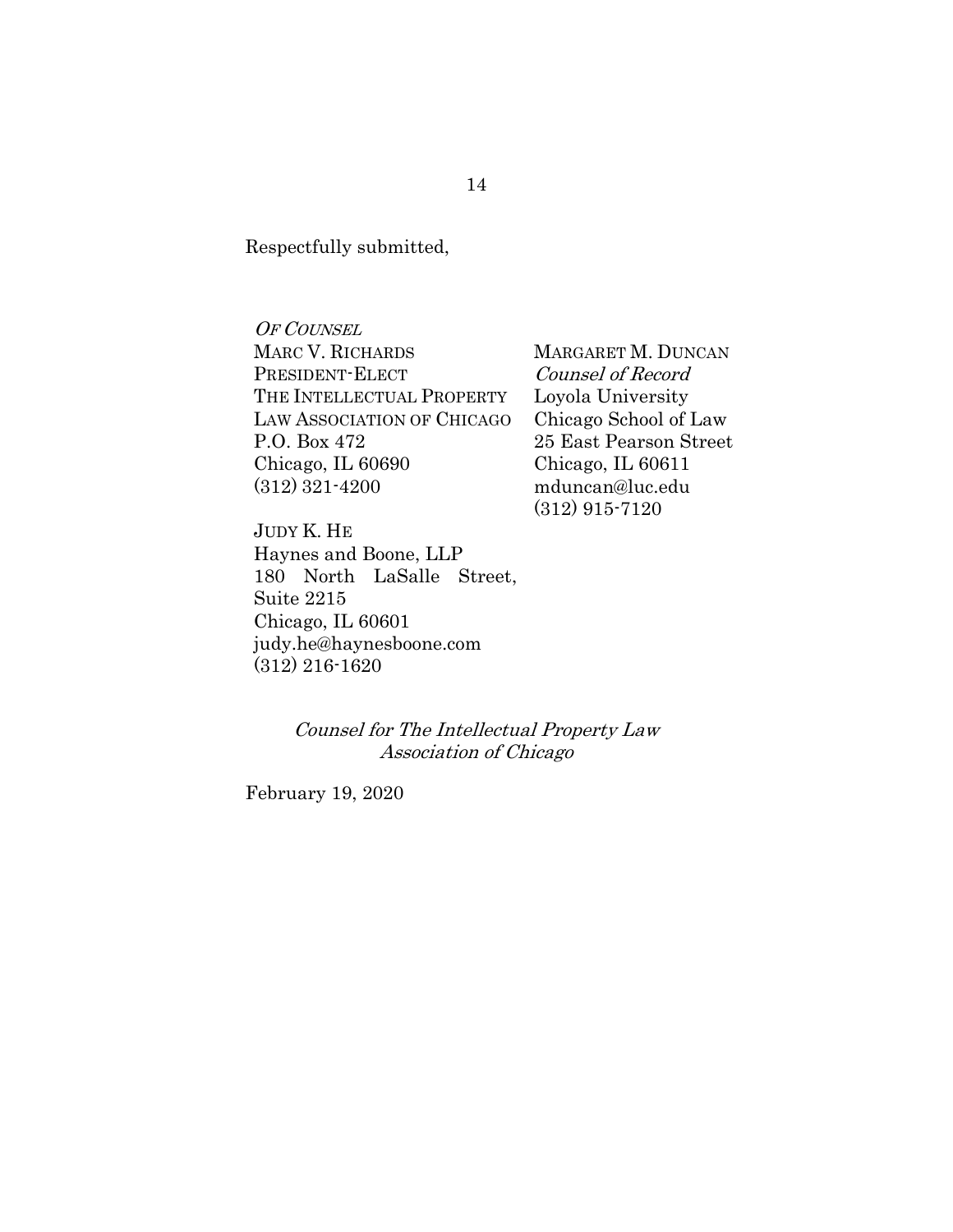Respectfully submitted,

*Of Counsel*
MARC V. RICHARDS
PRESIDENT-ELECT
THE INTELLECTUAL PROPERTY LAW ASSOCIATION OF CHICAGO
P.O. Box 472
Chicago, IL 60690
(312) 321-4200

JUDY K. HE
Haynes and Boone, LLP
180 North LaSalle Street, Suite 2215
Chicago, IL 60601
judy.he@haynesboone.com
(312) 216-1620

MARGARET M. DUNCAN
*Counsel of Record*
Loyola University Chicago School of Law
25 East Pearson Street
Chicago, IL 60611
mduncan@luc.edu
(312) 915-7120

*Counsel for The Intellectual Property Law Association of Chicago*

February 19, 2020